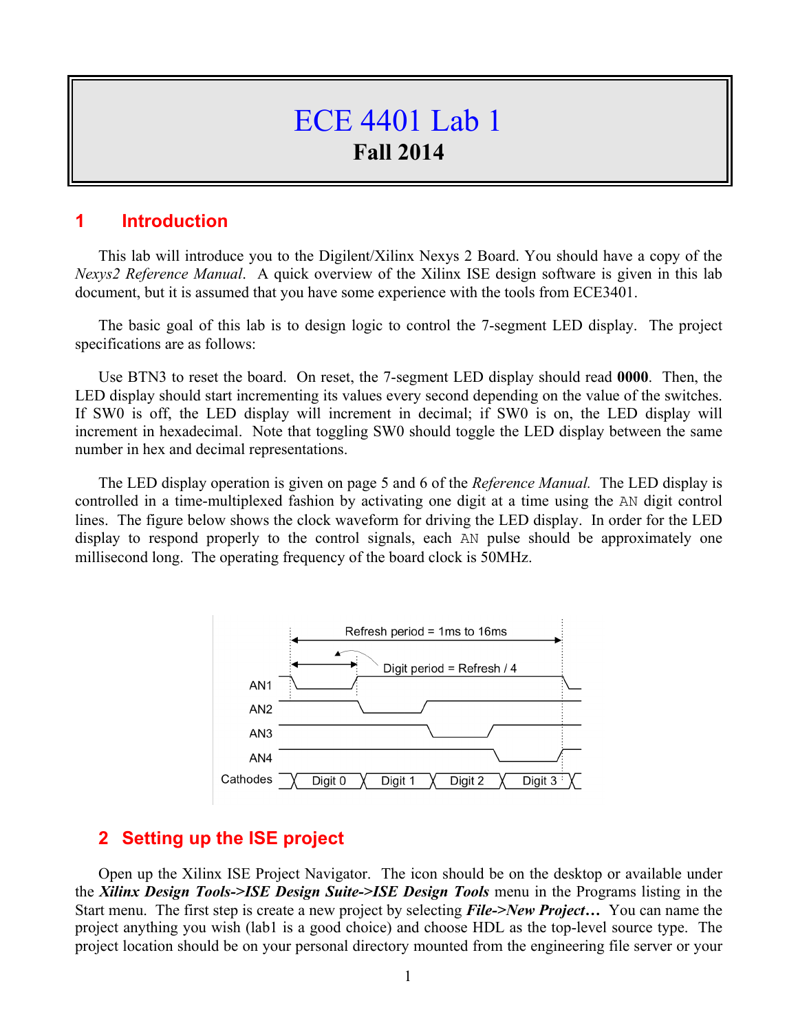# ECE 4401 Lab 1

**Fall 2014**

## 1 Introduction

This lab will introduce you to the Digilent/Xilinx Nexys 2 Board. You should have a copy of the *Nexys2 Reference Manual*. A quick overview of the Xilinx ISE design software is given in this lab document, but it is assumed that you have some experience with the tools from ECE3401.

The basic goal of this lab is to design logic to control the 7-segment LED display. The project specifications are as follows:

Use BTN3 to reset the board. On reset, the 7-segment LED display should read **0000**. Then, the LED display should start incrementing its values every second depending on the value of the switches. If SW0 is off, the LED display will increment in decimal; if SW0 is on, the LED display will increment in hexadecimal. Note that toggling SW0 should toggle the LED display between the same number in hex and decimal representations.

The LED display operation is given on page 5 and 6 of the *Reference Manual.* The LED display is controlled in a time-multiplexed fashion by activating one digit at a time using the `AN` digit control lines. The figure below shows the clock waveform for driving the LED display. In order for the LED display to respond properly to the control signals, each `AN` pulse should be approximately one millisecond long. The operating frequency of the board clock is 50MHz.

Refresh period = 1ms to 16ms

Digit period = Refresh / 4

AN1

AN2

AN3

AN4

Cathodes: Digit 0, Digit 1, Digit 2, Digit 3

## 2 Setting up the ISE project

Open up the Xilinx ISE Project Navigator. The icon should be on the desktop or available under the ***Xilinx Design Tools->ISE Design Suite->ISE Design Tools*** menu in the Programs listing in the Start menu. The first step is create a new project by selecting ***File->New Project…*** You can name the project anything you wish (lab1 is a good choice) and choose HDL as the top-level source type. The project location should be on your personal directory mounted from the engineering file server or your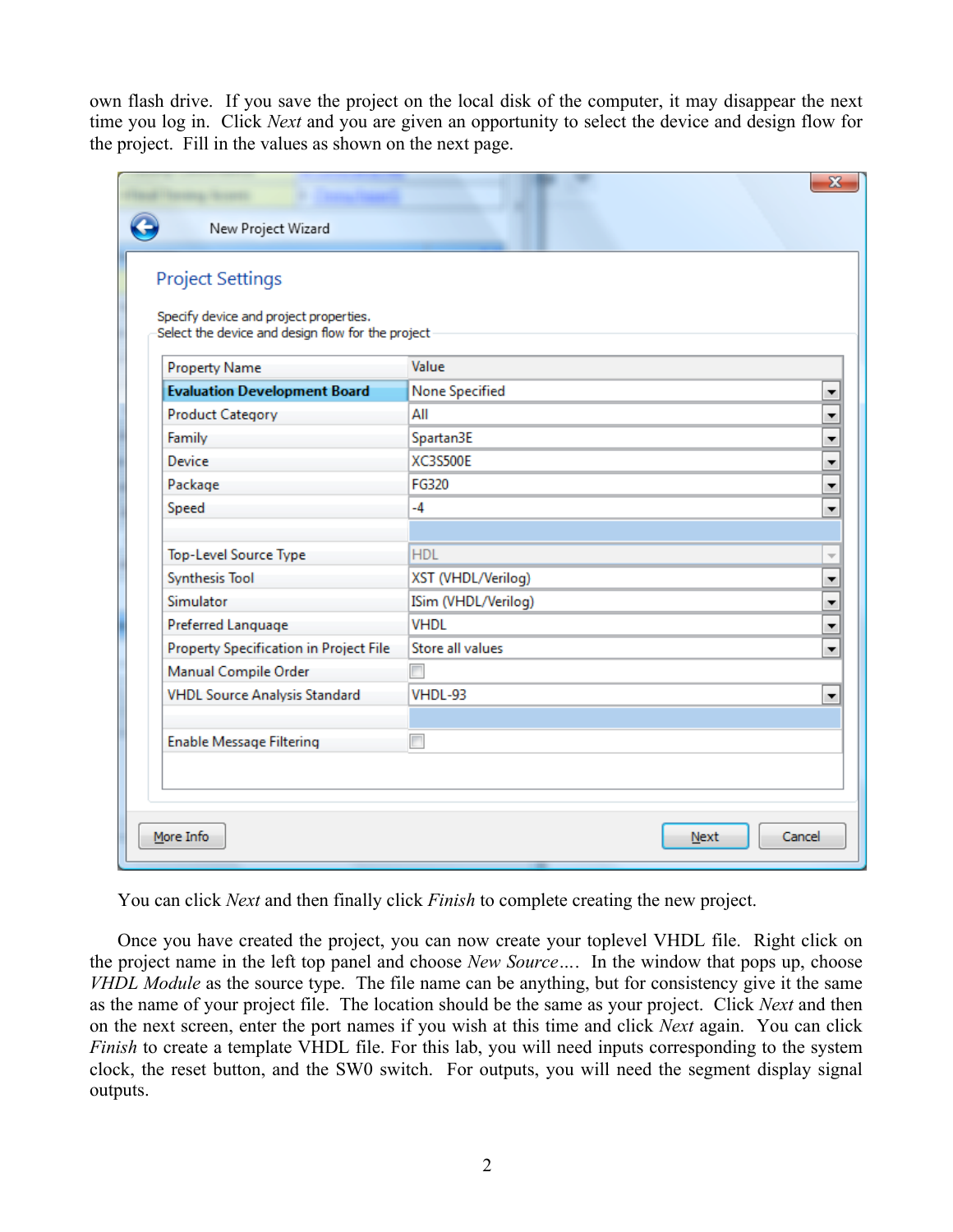own flash drive. If you save the project on the local disk of the computer, it may disappear the next time you log in. Click *Next* and you are given an opportunity to select the device and design flow for the project. Fill in the values as shown on the next page.

New Project Wizard

**Project Settings**

Specify device and project properties.
Select the device and design flow for the project

| Property Name | Value |
|---|---|
| **Evaluation Development Board** | None Specified |
| Product Category | All |
| Family | Spartan3E |
| Device | XC3S500E |
| Package | FG320 |
| Speed | -4 |
| | |
| Top-Level Source Type | HDL |
| Synthesis Tool | XST (VHDL/Verilog) |
| Simulator | ISim (VHDL/Verilog) |
| Preferred Language | VHDL |
| Property Specification in Project File | Store all values |
| Manual Compile Order | ☐ |
| VHDL Source Analysis Standard | VHDL-93 |
| | |
| Enable Message Filtering | ☐ |

More Info | Next | Cancel

You can click *Next* and then finally click *Finish* to complete creating the new project.

Once you have created the project, you can now create your toplevel VHDL file. Right click on the project name in the left top panel and choose *New Source….* In the window that pops up, choose *VHDL Module* as the source type. The file name can be anything, but for consistency give it the same as the name of your project file. The location should be the same as your project. Click *Next* and then on the next screen, enter the port names if you wish at this time and click *Next* again. You can click *Finish* to create a template VHDL file. For this lab, you will need inputs corresponding to the system clock, the reset button, and the SW0 switch. For outputs, you will need the segment display signal outputs.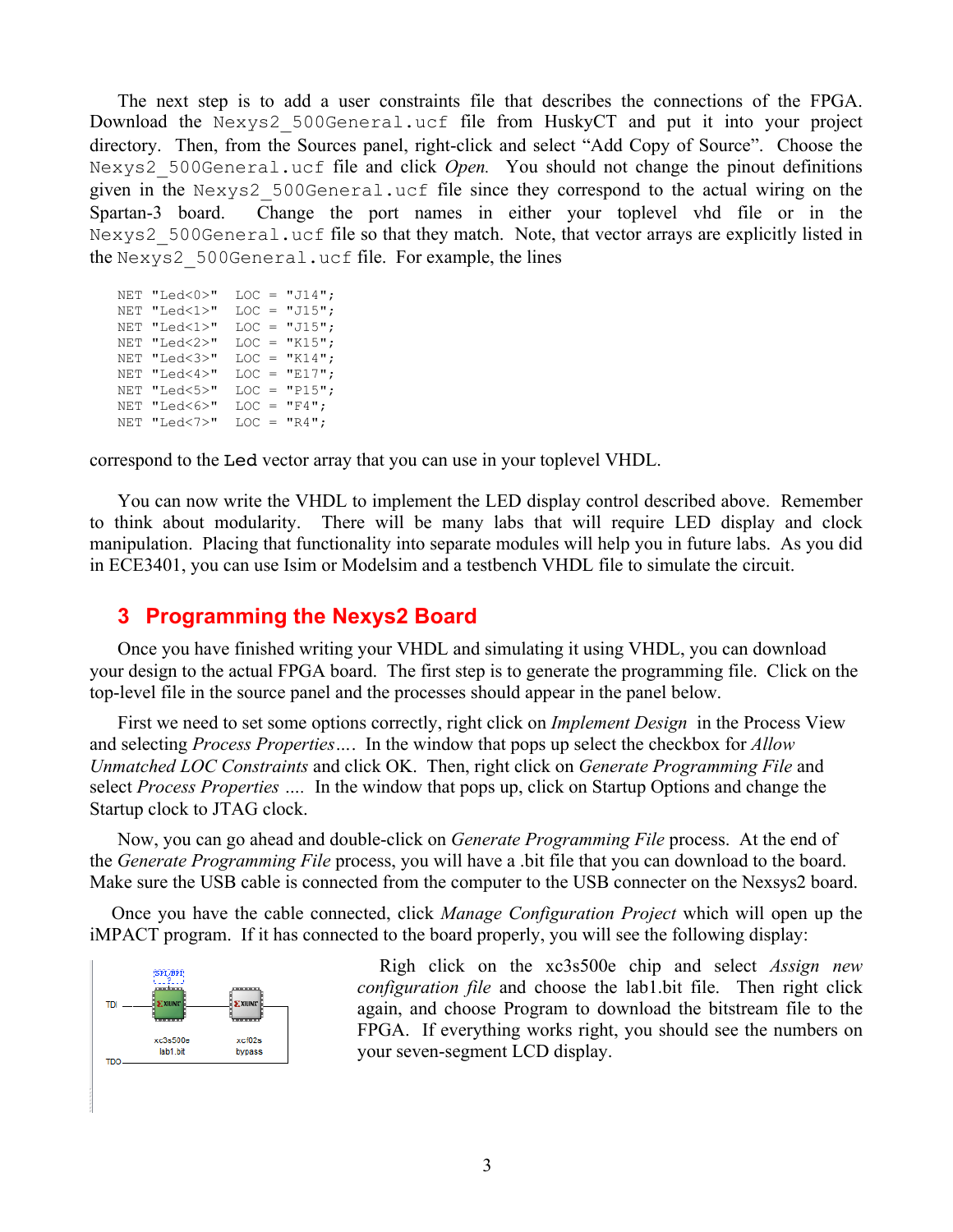The next step is to add a user constraints file that describes the connections of the FPGA. Download the `Nexys2_500General.ucf` file from HuskyCT and put it into your project directory. Then, from the Sources panel, right-click and select "Add Copy of Source". Choose the `Nexys2_500General.ucf` file and click *Open*. You should not change the pinout definitions given in the `Nexys2_500General.ucf` file since they correspond to the actual wiring on the Spartan-3 board. Change the port names in either your toplevel vhd file or in the `Nexys2_500General.ucf` file so that they match. Note, that vector arrays are explicitly listed in the `Nexys2_500General.ucf` file. For example, the lines

```
NET "Led<0>"  LOC = "J14";
NET "Led<1>"  LOC = "J15";
NET "Led<1>"  LOC = "J15";
NET "Led<2>"  LOC = "K15";
NET "Led<3>"  LOC = "K14";
NET "Led<4>"  LOC = "E17";
NET "Led<5>"  LOC = "P15";
NET "Led<6>"  LOC = "F4";
NET "Led<7>"  LOC = "R4";
```

correspond to the `Led` vector array that you can use in your toplevel VHDL.

You can now write the VHDL to implement the LED display control described above. Remember to think about modularity. There will be many labs that will require LED display and clock manipulation. Placing that functionality into separate modules will help you in future labs. As you did in ECE3401, you can use Isim or Modelsim and a testbench VHDL file to simulate the circuit.

## 3 Programming the Nexys2 Board

Once you have finished writing your VHDL and simulating it using VHDL, you can download your design to the actual FPGA board. The first step is to generate the programming file. Click on the top-level file in the source panel and the processes should appear in the panel below.

First we need to set some options correctly, right click on *Implement Design* in the Process View and selecting *Process Properties…*. In the window that pops up select the checkbox for *Allow Unmatched LOC Constraints* and click OK. Then, right click on *Generate Programming File* and select *Process Properties ….* In the window that pops up, click on Startup Options and change the Startup clock to JTAG clock.

Now, you can go ahead and double-click on *Generate Programming File* process. At the end of the *Generate Programming File* process, you will have a .bit file that you can download to the board. Make sure the USB cable is connected from the computer to the USB connecter on the Nexsys2 board.

Once you have the cable connected, click *Manage Configuration Project* which will open up the iMPACT program. If it has connected to the board properly, you will see the following display:

SPI/BPI
TDI
xc3s500e
lab1.bit
xcf02s
bypass
TDO

Righ click on the xc3s500e chip and select *Assign new configuration file* and choose the lab1.bit file. Then right click again, and choose Program to download the bitstream file to the FPGA. If everything works right, you should see the numbers on your seven-segment LCD display.